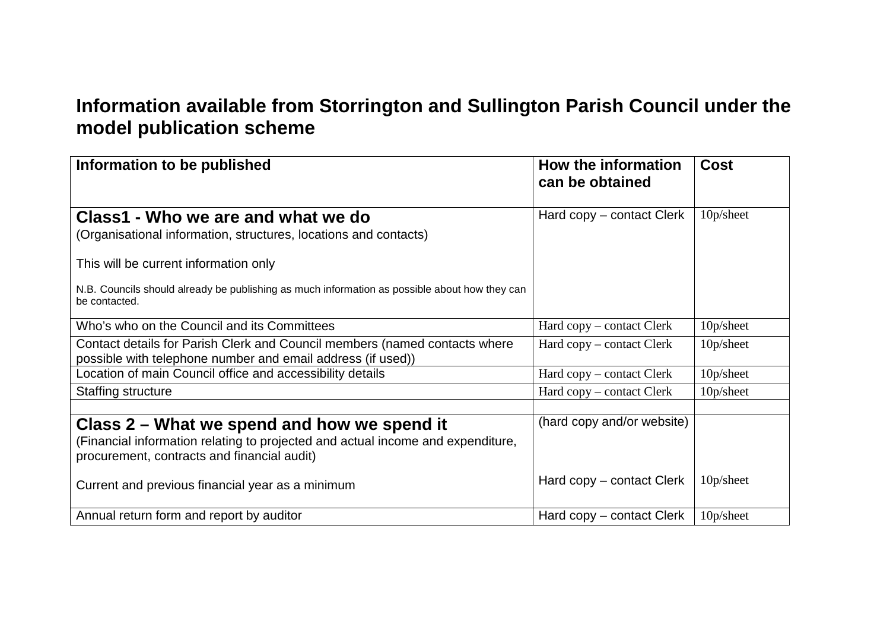# Information available from Storrington and Sullington Parish Council under the model publication scheme

| Information to be published | How the information can be obtained | Cost |
|---|---|---|
| **Class1 - Who we are and what we do**<br>(Organisational information, structures, locations and contacts)<br><br>This will be current information only<br><br>N.B. Councils should already be publishing as much information as possible about how they can be contacted. | Hard copy – contact Clerk | 10p/sheet |
| Who's who on the Council and its Committees | Hard copy – contact Clerk | 10p/sheet |
| Contact details for Parish Clerk and Council members (named contacts where possible with telephone number and email address (if used)) | Hard copy – contact Clerk | 10p/sheet |
| Location of main Council office and accessibility details | Hard copy – contact Clerk | 10p/sheet |
| Staffing structure | Hard copy – contact Clerk | 10p/sheet |
| | | |
| **Class 2 – What we spend and how we spend it**<br>(Financial information relating to projected and actual income and expenditure, procurement, contracts and financial audit)<br><br>Current and previous financial year as a minimum | (hard copy and/or website)<br><br>Hard copy – contact Clerk | <br><br>10p/sheet |
| Annual return form and report by auditor | Hard copy – contact Clerk | 10p/sheet |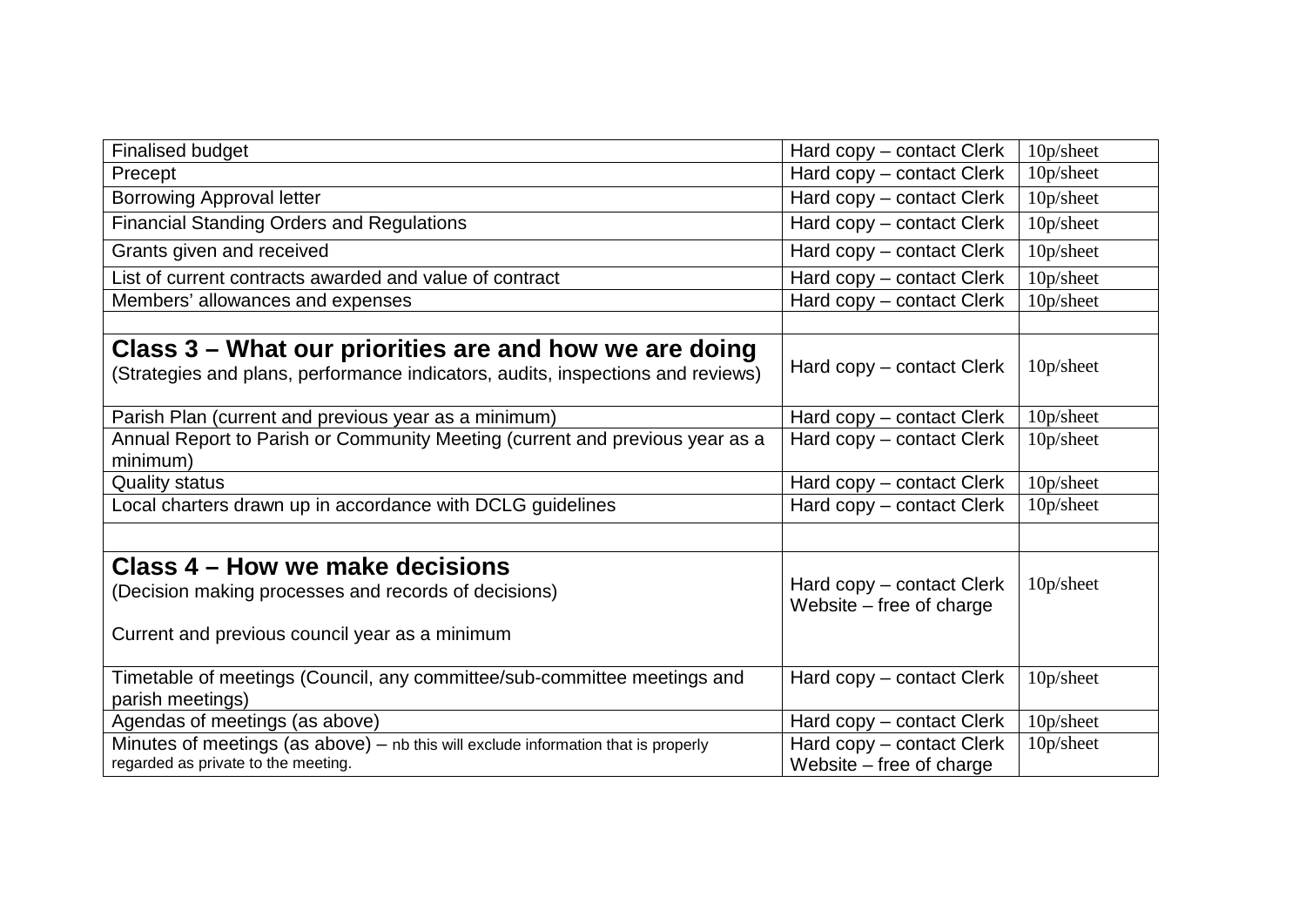| Finalised budget | Hard copy – contact Clerk | 10p/sheet |
|---|---|---|
| Precept | Hard copy – contact Clerk | 10p/sheet |
| Borrowing Approval letter | Hard copy – contact Clerk | 10p/sheet |
| Financial Standing Orders and Regulations | Hard copy – contact Clerk | 10p/sheet |
| Grants given and received | Hard copy – contact Clerk | 10p/sheet |
| List of current contracts awarded and value of contract | Hard copy – contact Clerk | 10p/sheet |
| Members' allowances and expenses | Hard copy – contact Clerk | 10p/sheet |
| | | |
| **Class 3 – What our priorities are and how we are doing** (Strategies and plans, performance indicators, audits, inspections and reviews) | Hard copy – contact Clerk | 10p/sheet |
| Parish Plan (current and previous year as a minimum) | Hard copy – contact Clerk | 10p/sheet |
| Annual Report to Parish or Community Meeting (current and previous year as a minimum) | Hard copy – contact Clerk | 10p/sheet |
| Quality status | Hard copy – contact Clerk | 10p/sheet |
| Local charters drawn up in accordance with DCLG guidelines | Hard copy – contact Clerk | 10p/sheet |
| | | |
| **Class 4 – How we make decisions** (Decision making processes and records of decisions) Current and previous council year as a minimum | Hard copy – contact Clerk Website – free of charge | 10p/sheet |
| Timetable of meetings (Council, any committee/sub-committee meetings and parish meetings) | Hard copy – contact Clerk | 10p/sheet |
| Agendas of meetings (as above) | Hard copy – contact Clerk | 10p/sheet |
| Minutes of meetings (as above) – nb this will exclude information that is properly regarded as private to the meeting. | Hard copy – contact Clerk Website – free of charge | 10p/sheet |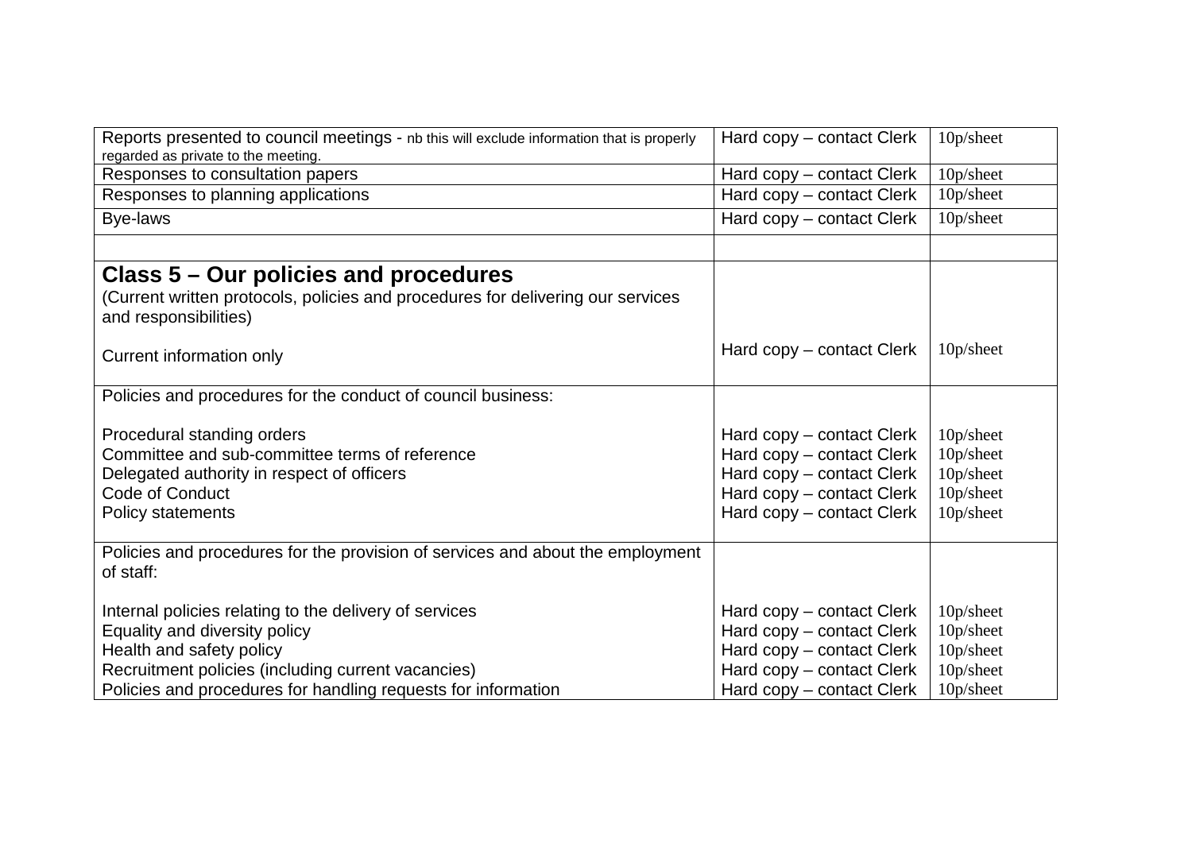| | | |
|---|---|---|
| Reports presented to council meetings - nb this will exclude information that is properly regarded as private to the meeting. | Hard copy – contact Clerk | 10p/sheet |
| Responses to consultation papers | Hard copy – contact Clerk | 10p/sheet |
| Responses to planning applications | Hard copy – contact Clerk | 10p/sheet |
| Bye-laws | Hard copy – contact Clerk | 10p/sheet |
| | | |
| **Class 5 – Our policies and procedures**<br>(Current written protocols, policies and procedures for delivering our services and responsibilities)<br><br>Current information only | Hard copy – contact Clerk | 10p/sheet |
| Policies and procedures for the conduct of council business:<br><br>Procedural standing orders<br>Committee and sub-committee terms of reference<br>Delegated authority in respect of officers<br>Code of Conduct<br>Policy statements | <br><br>Hard copy – contact Clerk<br>Hard copy – contact Clerk<br>Hard copy – contact Clerk<br>Hard copy – contact Clerk<br>Hard copy – contact Clerk | <br><br>10p/sheet<br>10p/sheet<br>10p/sheet<br>10p/sheet<br>10p/sheet |
| Policies and procedures for the provision of services and about the employment of staff:<br><br>Internal policies relating to the delivery of services<br>Equality and diversity policy<br>Health and safety policy<br>Recruitment policies (including current vacancies)<br>Policies and procedures for handling requests for information | <br><br>Hard copy – contact Clerk<br>Hard copy – contact Clerk<br>Hard copy – contact Clerk<br>Hard copy – contact Clerk<br>Hard copy – contact Clerk | <br><br>10p/sheet<br>10p/sheet<br>10p/sheet<br>10p/sheet<br>10p/sheet |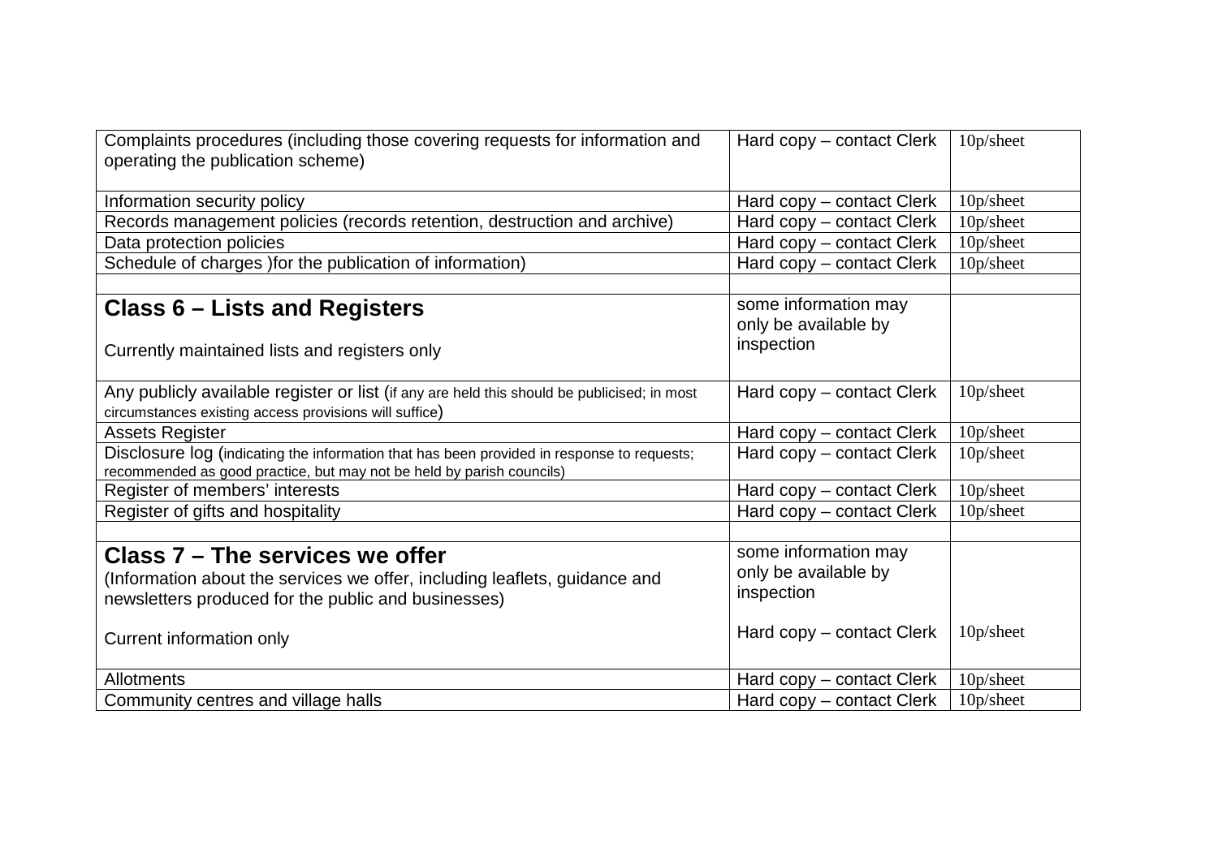| | | |
|---|---|---|
| Complaints procedures (including those covering requests for information and operating the publication scheme) | Hard copy – contact Clerk | 10p/sheet |
| Information security policy | Hard copy – contact Clerk | 10p/sheet |
| Records management policies (records retention, destruction and archive) | Hard copy – contact Clerk | 10p/sheet |
| Data protection policies | Hard copy – contact Clerk | 10p/sheet |
| Schedule of charges )for the publication of information) | Hard copy – contact Clerk | 10p/sheet |
| | | |
| **Class 6 – Lists and Registers**<br><br>Currently maintained lists and registers only | some information may only be available by inspection | |
| Any publicly available register or list (if any are held this should be publicised; in most circumstances existing access provisions will suffice) | Hard copy – contact Clerk | 10p/sheet |
| Assets Register | Hard copy – contact Clerk | 10p/sheet |
| Disclosure log (indicating the information that has been provided in response to requests; recommended as good practice, but may not be held by parish councils) | Hard copy – contact Clerk | 10p/sheet |
| Register of members' interests | Hard copy – contact Clerk | 10p/sheet |
| Register of gifts and hospitality | Hard copy – contact Clerk | 10p/sheet |
| | | |
| **Class 7 – The services we offer**<br>(Information about the services we offer, including leaflets, guidance and newsletters produced for the public and businesses)<br><br>Current information only | some information may only be available by inspection<br><br>Hard copy – contact Clerk | 10p/sheet |
| Allotments | Hard copy – contact Clerk | 10p/sheet |
| Community centres and village halls | Hard copy – contact Clerk | 10p/sheet |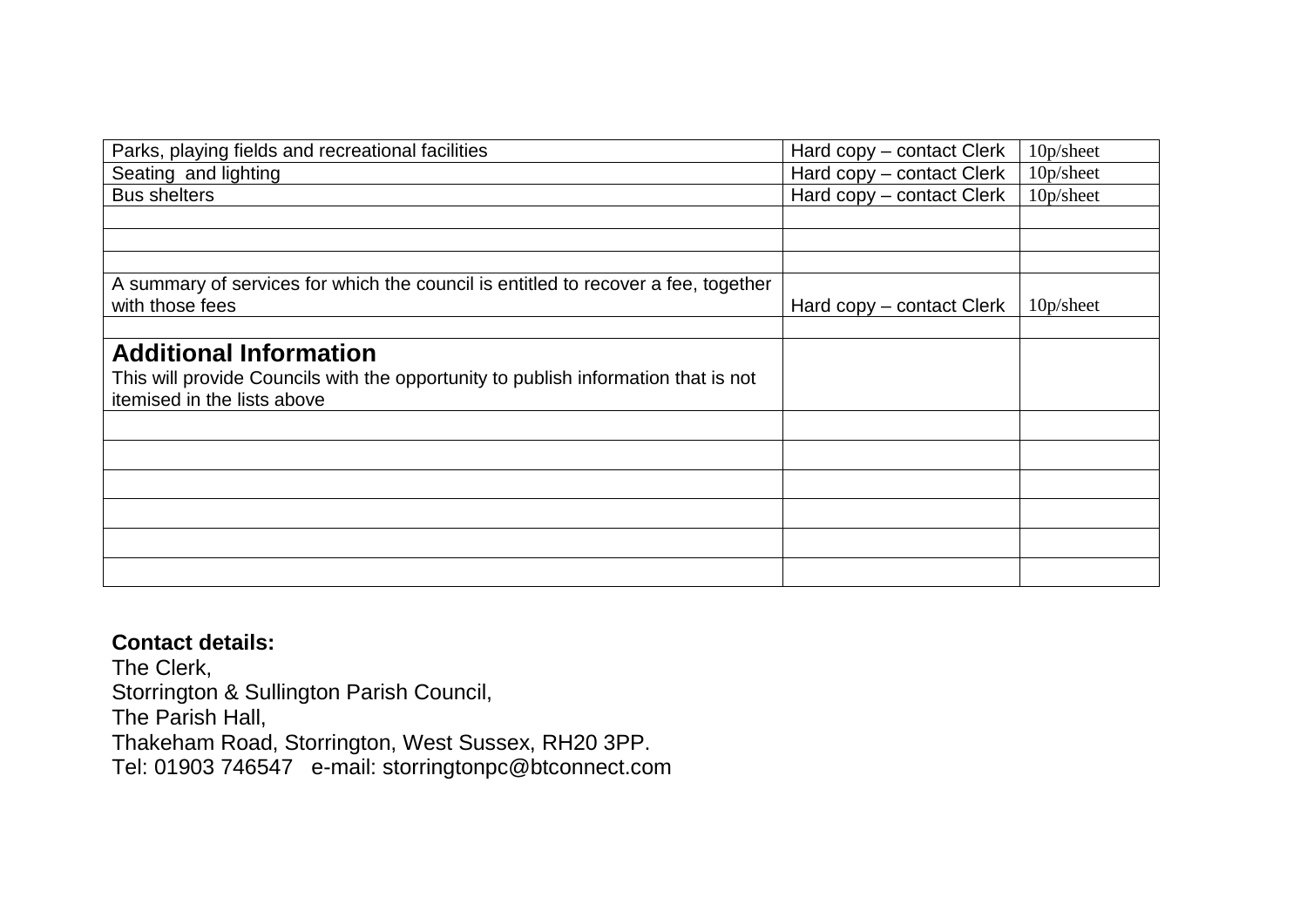| Parks, playing fields and recreational facilities | Hard copy – contact Clerk | 10p/sheet |
|---|---|---|
| Seating and lighting | Hard copy – contact Clerk | 10p/sheet |
| Bus shelters | Hard copy – contact Clerk | 10p/sheet |
| | | |
| | | |
| | | |
| A summary of services for which the council is entitled to recover a fee, together with those fees | Hard copy – contact Clerk | 10p/sheet |
| | | |
| **Additional Information** This will provide Councils with the opportunity to publish information that is not itemised in the lists above | | |
| | | |
| | | |
| | | |
| | | |
| | | |
| | | |

**Contact details:**
The Clerk,
Storrington & Sullington Parish Council,
The Parish Hall,
Thakeham Road, Storrington, West Sussex, RH20 3PP.
Tel: 01903 746547 e-mail: storringtonpc@btconnect.com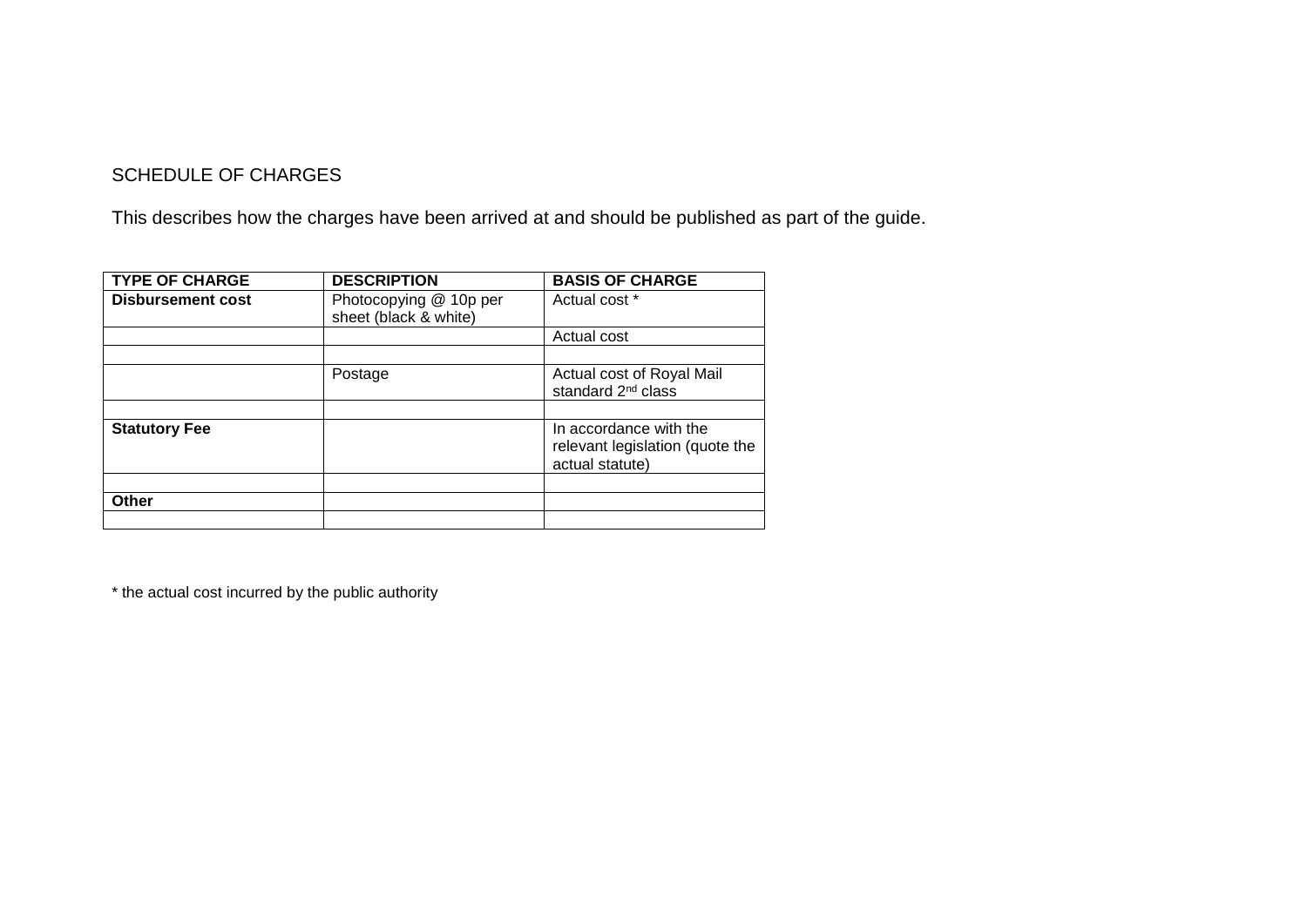SCHEDULE OF CHARGES

This describes how the charges have been arrived at and should be published as part of the guide.

| TYPE OF CHARGE | DESCRIPTION | BASIS OF CHARGE |
| --- | --- | --- |
| **Disbursement cost** | Photocopying @ 10p per sheet (black & white) | Actual cost * |
| | | Actual cost |
| | | |
| | Postage | Actual cost of Royal Mail standard 2nd class |
| | | |
| **Statutory Fee** | | In accordance with the relevant legislation (quote the actual statute) |
| | | |
| **Other** | | |
| | | |

\* the actual cost incurred by the public authority